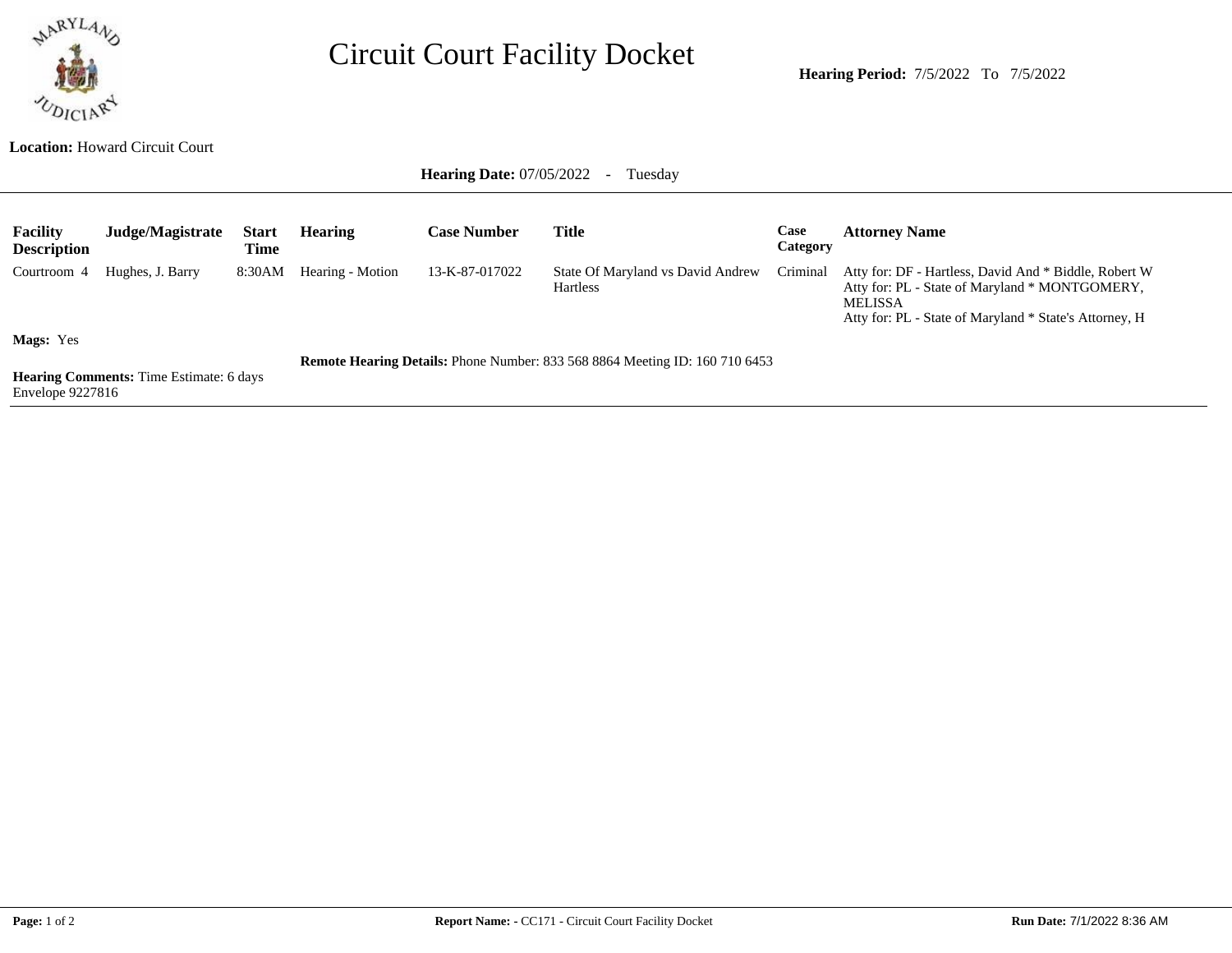# Circuit Court Facility Docket

**Hearing Period:** 7/5/2022 To 7/5/2022

**Location:** Howard Circuit Court

**Hearing Date:** 07/05/2022 - Tuesday

| Facility Description | Judge/Magistrate | Start Time | Hearing | Case Number | Title | Case Category | Attorney Name |
|---|---|---|---|---|---|---|---|
| Courtroom 4 | Hughes, J. Barry | 8:30AM | Hearing - Motion | 13-K-87-017022 | State Of Maryland vs David Andrew Hartless | Criminal | Atty for: DF - Hartless, David And * Biddle, Robert W<br>Atty for: PL - State of Maryland * MONTGOMERY, MELISSA<br>Atty for: PL - State of Maryland * State's Attorney, H |

**Mags:** Yes

**Remote Hearing Details:** Phone Number: 833 568 8864 Meeting ID: 160 710 6453

**Hearing Comments:** Time Estimate: 6 days
Envelope 9227816

**Report Name: -** CC171 - Circuit Court Facility Docket

**Run Date:** 7/1/2022 8:36 AM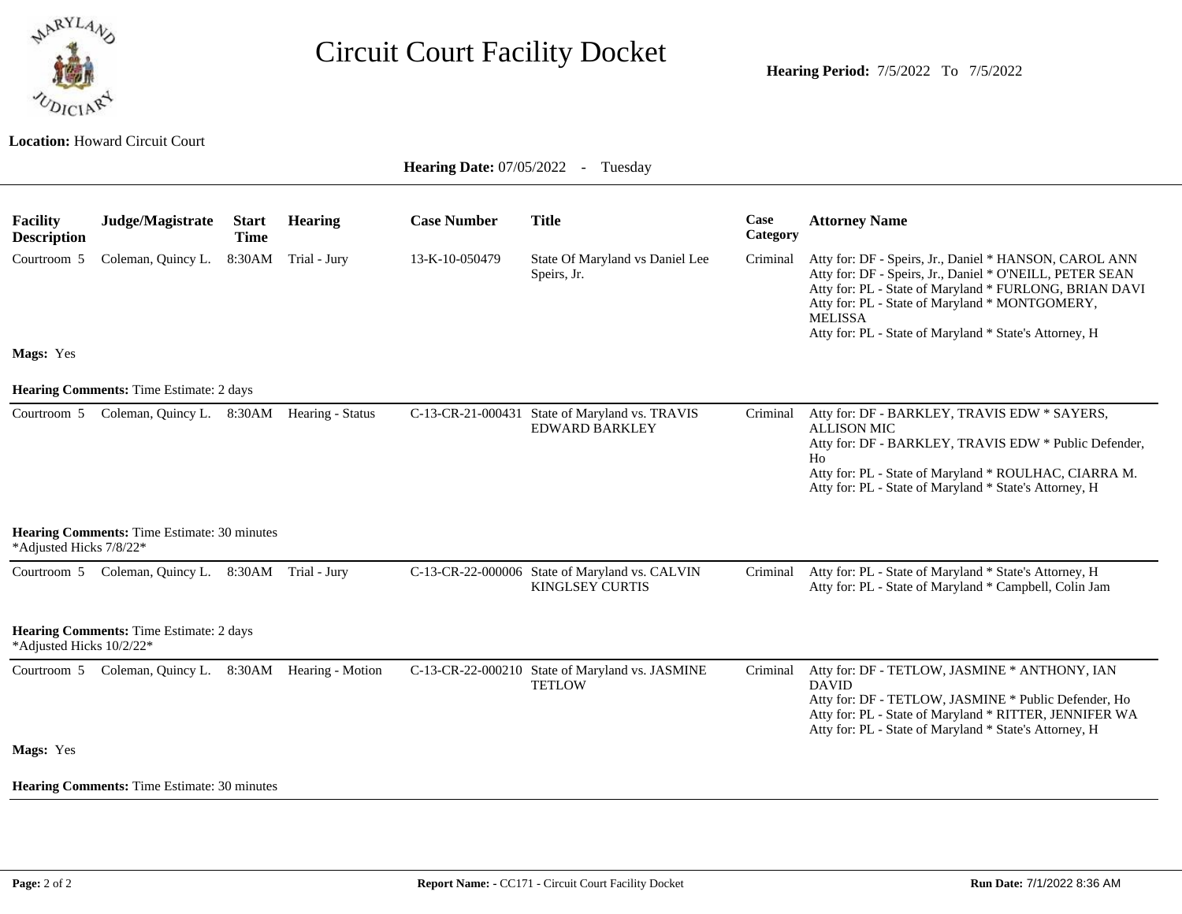# Circuit Court Facility Docket

**Hearing Period:** 7/5/2022 To 7/5/2022

**Location:** Howard Circuit Court

**Hearing Date:** 07/05/2022 - Tuesday

| Facility Description | Judge/Magistrate | Start Time | Hearing | Case Number | Title | Case Category | Attorney Name |
|---|---|---|---|---|---|---|---|
| Courtroom 5 | Coleman, Quincy L. | 8:30AM | Trial - Jury | 13-K-10-050479 | State Of Maryland vs Daniel Lee Speirs, Jr. | Criminal | Atty for: DF - Speirs, Jr., Daniel * HANSON, CAROL ANN<br>Atty for: DF - Speirs, Jr., Daniel * O'NEILL, PETER SEAN<br>Atty for: PL - State of Maryland * FURLONG, BRIAN DAVI<br>Atty for: PL - State of Maryland * MONTGOMERY, MELISSA<br>Atty for: PL - State of Maryland * State's Attorney, H |
| Mags: Yes | | | | | | | |
| Hearing Comments: Time Estimate: 2 days | | | | | | | |
| Courtroom 5 | Coleman, Quincy L. | 8:30AM | Hearing - Status | C-13-CR-21-000431 | State of Maryland vs. TRAVIS EDWARD BARKLEY | Criminal | Atty for: DF - BARKLEY, TRAVIS EDW * SAYERS, ALLISON MIC<br>Atty for: DF - BARKLEY, TRAVIS EDW * Public Defender, Ho<br>Atty for: PL - State of Maryland * ROULHAC, CIARRA M.<br>Atty for: PL - State of Maryland * State's Attorney, H |
| Hearing Comments: Time Estimate: 30 minutes *Adjusted Hicks 7/8/22* | | | | | | | |
| Courtroom 5 | Coleman, Quincy L. | 8:30AM | Trial - Jury | C-13-CR-22-000006 | State of Maryland vs. CALVIN KINGLSEY CURTIS | Criminal | Atty for: PL - State of Maryland * State's Attorney, H<br>Atty for: PL - State of Maryland * Campbell, Colin Jam |
| Hearing Comments: Time Estimate: 2 days *Adjusted Hicks 10/2/22* | | | | | | | |
| Courtroom 5 | Coleman, Quincy L. | 8:30AM | Hearing - Motion | C-13-CR-22-000210 | State of Maryland vs. JASMINE TETLOW | Criminal | Atty for: DF - TETLOW, JASMINE * ANTHONY, IAN DAVID<br>Atty for: DF - TETLOW, JASMINE * Public Defender, Ho<br>Atty for: PL - State of Maryland * RITTER, JENNIFER WA<br>Atty for: PL - State of Maryland * State's Attorney, H |
| Mags: Yes | | | | | | | |
| Hearing Comments: Time Estimate: 30 minutes | | | | | | | |

**Report Name:** - CC171 - Circuit Court Facility Docket

**Run Date:** 7/1/2022 8:36 AM